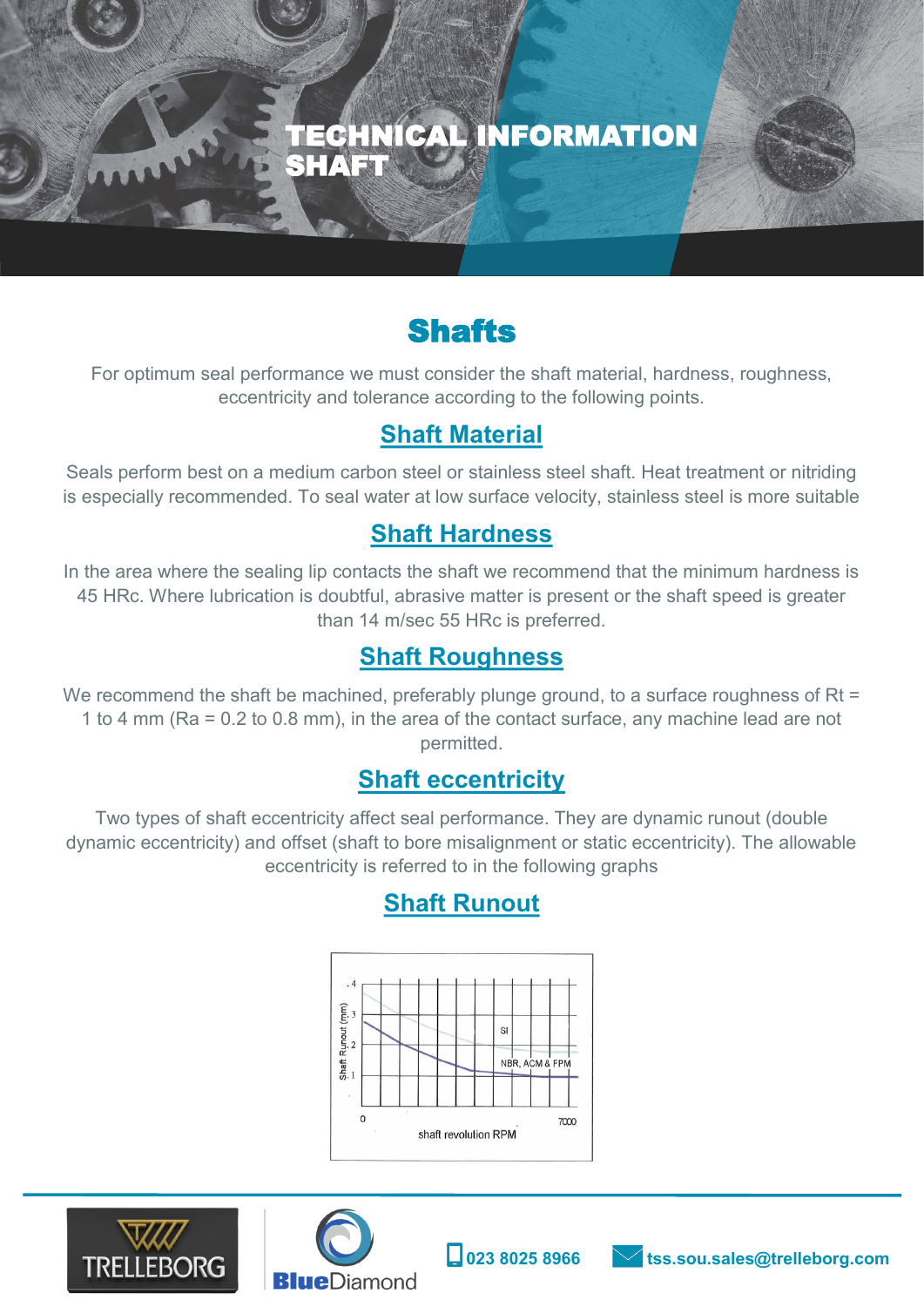# TECHNICAL INFORMATION SHAFT

## Shafts

For optimum seal performance we must consider the shaft material, hardness, roughness, eccentricity and tolerance according to the following points.

### Shaft Material

Seals perform best on a medium carbon steel or stainless steel shaft. Heat treatment or nitriding is especially recommended. To seal water at low surface velocity, stainless steel is more suitable

### Shaft Hardness

In the area where the sealing lip contacts the shaft we recommend that the minimum hardness is 45 HRc. Where lubrication is doubtful, abrasive matter is present or the shaft speed is greater than 14 m/sec 55 HRc is preferred.

### Shaft Roughness

We recommend the shaft be machined, preferably plunge ground, to a surface roughness of Rt = 1 to 4 mm (Ra = 0.2 to 0.8 mm), in the area of the contact surface, any machine lead are not permitted.

### Shaft eccentricity

Two types of shaft eccentricity affect seal performance. They are dynamic runout (double dynamic eccentricity) and offset (shaft to bore misalignment or static eccentricity). The allowable eccentricity is referred to in the following graphs

### Shaft Runout

023 8025 8966 | tss.sou.sales@trelleborg.com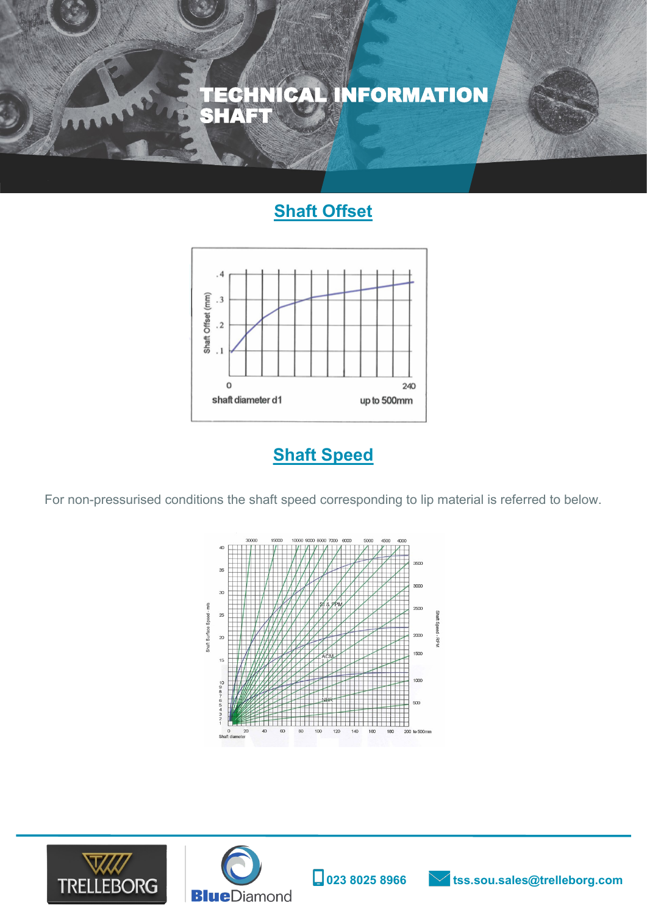# TECHNICAL INFORMATION SHAFT

## Shaft Offset

Shaft Offset (mm)

.4
.3
.2
.1

0 240

shaft diameter d1 up to 500mm

## Shaft Speed

For non-pressurised conditions the shaft speed corresponding to lip material is referred to below.

30000 15000 10000 9000 8000 7000 6000 5000 4500 4000

Shaft Surface Speed - m/s

SI & PPM

ACM

NBR

Shaft Speed - RPM

Shaft diameter

0 20 40 60 80 100 120 140 160 180 200 to 500mm

023 8025 8966 tss.sou.sales@trelleborg.com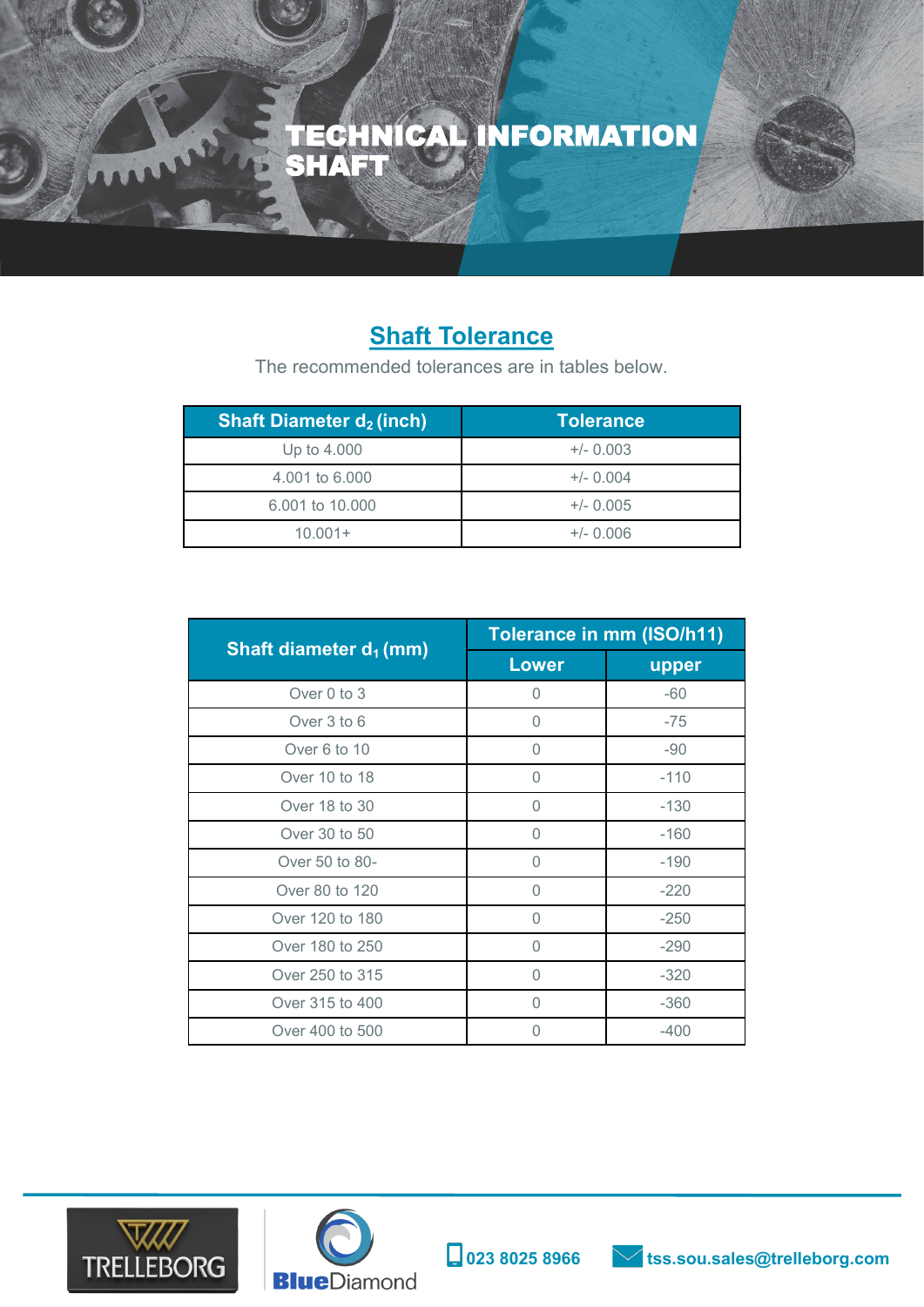# TECHNICAL INFORMATION SHAFT

## Shaft Tolerance

The recommended tolerances are in tables below.

| Shaft Diameter $d_2$ (inch) | Tolerance |
|---|---|
| Up to 4.000 | +/- 0.003 |
| 4.001 to 6.000 | +/- 0.004 |
| 6.001 to 10.000 | +/- 0.005 |
| 10.001+ | +/- 0.006 |

| Shaft diameter $d_1$ (mm) | Tolerance in mm (ISO/h11) | |
|---|---|---|
| | Lower | upper |
| Over 0 to 3 | 0 | -60 |
| Over 3 to 6 | 0 | -75 |
| Over 6 to 10 | 0 | -90 |
| Over 10 to 18 | 0 | -110 |
| Over 18 to 30 | 0 | -130 |
| Over 30 to 50 | 0 | -160 |
| Over 50 to 80- | 0 | -190 |
| Over 80 to 120 | 0 | -220 |
| Over 120 to 180 | 0 | -250 |
| Over 180 to 250 | 0 | -290 |
| Over 250 to 315 | 0 | -320 |
| Over 315 to 400 | 0 | -360 |
| Over 400 to 500 | 0 | -400 |

TRELLEBORG

BlueDiamond

023 8025 8966

tss.sou.sales@trelleborg.com